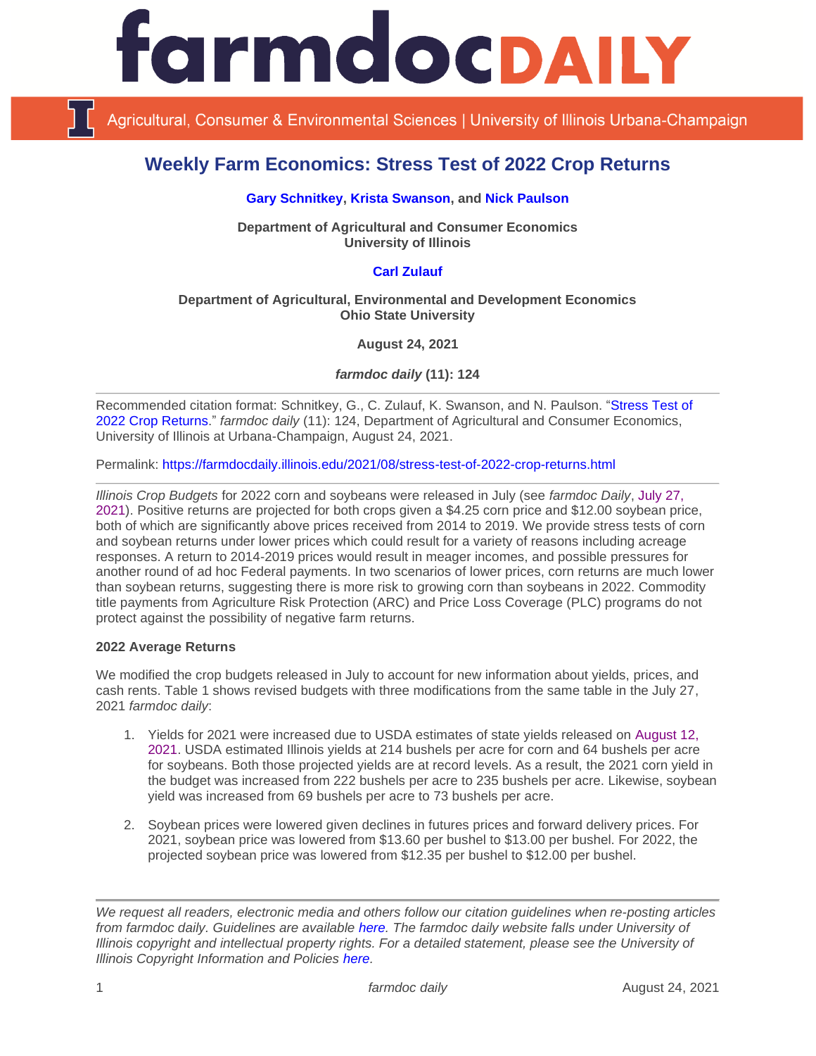# farmdoc DAILY

Agricultural, Consumer & Environmental Sciences | University of Illinois Urbana-Champaign

## Weekly Farm Economics: Stress Test of 2022 Crop Returns

**Gary Schnitkey, Krista Swanson, and Nick Paulson**

**Department of Agricultural and Consumer Economics**
**University of Illinois**

**Carl Zulauf**

**Department of Agricultural, Environmental and Development Economics**
**Ohio State University**

**August 24, 2021**

***farmdoc daily* (11): 124**

---

Recommended citation format: Schnitkey, G., C. Zulauf, K. Swanson, and N. Paulson. "Stress Test of 2022 Crop Returns." *farmdoc daily* (11): 124, Department of Agricultural and Consumer Economics, University of Illinois at Urbana-Champaign, August 24, 2021.

Permalink: https://farmdocdaily.illinois.edu/2021/08/stress-test-of-2022-crop-returns.html

---

*Illinois Crop Budgets* for 2022 corn and soybeans were released in July (see *farmdoc Daily*, July 27, 2021). Positive returns are projected for both crops given a $4.25 corn price and $12.00 soybean price, both of which are significantly above prices received from 2014 to 2019. We provide stress tests of corn and soybean returns under lower prices which could result for a variety of reasons including acreage responses. A return to 2014-2019 prices would result in meager incomes, and possible pressures for another round of ad hoc Federal payments. In two scenarios of lower prices, corn returns are much lower than soybean returns, suggesting there is more risk to growing corn than soybeans in 2022. Commodity title payments from Agriculture Risk Protection (ARC) and Price Loss Coverage (PLC) programs do not protect against the possibility of negative farm returns.

**2022 Average Returns**

We modified the crop budgets released in July to account for new information about yields, prices, and cash rents. Table 1 shows revised budgets with three modifications from the same table in the July 27, 2021 *farmdoc daily*:

1. Yields for 2021 were increased due to USDA estimates of state yields released on August 12, 2021. USDA estimated Illinois yields at 214 bushels per acre for corn and 64 bushels per acre for soybeans. Both those projected yields are at record levels. As a result, the 2021 corn yield in the budget was increased from 222 bushels per acre to 235 bushels per acre. Likewise, soybean yield was increased from 69 bushels per acre to 73 bushels per acre.

2. Soybean prices were lowered given declines in futures prices and forward delivery prices. For 2021, soybean price was lowered from $13.60 per bushel to $13.00 per bushel. For 2022, the projected soybean price was lowered from $12.35 per bushel to $12.00 per bushel.

---

*We request all readers, electronic media and others follow our citation guidelines when re-posting articles from farmdoc daily. Guidelines are available here. The farmdoc daily website falls under University of Illinois copyright and intellectual property rights. For a detailed statement, please see the University of Illinois Copyright Information and Policies here.*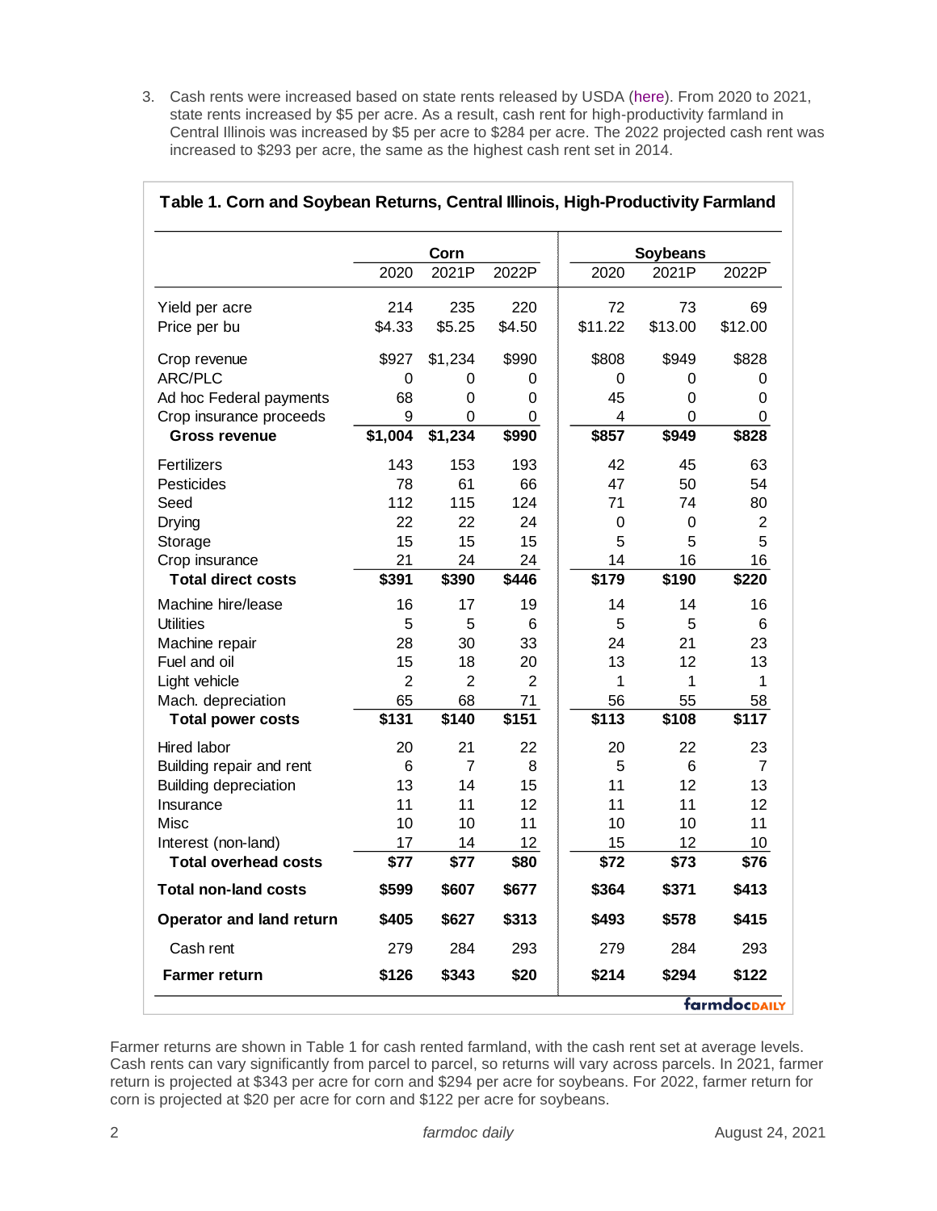3. Cash rents were increased based on state rents released by USDA (here). From 2020 to 2021, state rents increased by $5 per acre. As a result, cash rent for high-productivity farmland in Central Illinois was increased by $5 per acre to $284 per acre. The 2022 projected cash rent was increased to $293 per acre, the same as the highest cash rent set in 2014.

**Table 1. Corn and Soybean Returns, Central Illinois, High-Productivity Farmland**

| | Corn | | | Soybeans | | |
|---|---|---|---|---|---|---|
| | 2020 | 2021P | 2022P | 2020 | 2021P | 2022P |
| Yield per acre | 214 | 235 | 220 | 72 | 73 | 69 |
| Price per bu | $4.33 | $5.25 | $4.50 | $11.22 | $13.00 | $12.00 |
| Crop revenue | $927 | $1,234 | $990 | $808 | $949 | $828 |
| ARC/PLC | 0 | 0 | 0 | 0 | 0 | 0 |
| Ad hoc Federal payments | 68 | 0 | 0 | 45 | 0 | 0 |
| Crop insurance proceeds | 9 | 0 | 0 | 4 | 0 | 0 |
| **Gross revenue** | **$1,004** | **$1,234** | **$990** | **$857** | **$949** | **$828** |
| Fertilizers | 143 | 153 | 193 | 42 | 45 | 63 |
| Pesticides | 78 | 61 | 66 | 47 | 50 | 54 |
| Seed | 112 | 115 | 124 | 71 | 74 | 80 |
| Drying | 22 | 22 | 24 | 0 | 0 | 2 |
| Storage | 15 | 15 | 15 | 5 | 5 | 5 |
| Crop insurance | 21 | 24 | 24 | 14 | 16 | 16 |
| **Total direct costs** | **$391** | **$390** | **$446** | **$179** | **$190** | **$220** |
| Machine hire/lease | 16 | 17 | 19 | 14 | 14 | 16 |
| Utilities | 5 | 5 | 6 | 5 | 5 | 6 |
| Machine repair | 28 | 30 | 33 | 24 | 21 | 23 |
| Fuel and oil | 15 | 18 | 20 | 13 | 12 | 13 |
| Light vehicle | 2 | 2 | 2 | 1 | 1 | 1 |
| Mach. depreciation | 65 | 68 | 71 | 56 | 55 | 58 |
| **Total power costs** | **$131** | **$140** | **$151** | **$113** | **$108** | **$117** |
| Hired labor | 20 | 21 | 22 | 20 | 22 | 23 |
| Building repair and rent | 6 | 7 | 8 | 5 | 6 | 7 |
| Building depreciation | 13 | 14 | 15 | 11 | 12 | 13 |
| Insurance | 11 | 11 | 12 | 11 | 11 | 12 |
| Misc | 10 | 10 | 11 | 10 | 10 | 11 |
| Interest (non-land) | 17 | 14 | 12 | 15 | 12 | 10 |
| **Total overhead costs** | **$77** | **$77** | **$80** | **$72** | **$73** | **$76** |
| **Total non-land costs** | **$599** | **$607** | **$677** | **$364** | **$371** | **$413** |
| **Operator and land return** | **$405** | **$627** | **$313** | **$493** | **$578** | **$415** |
| Cash rent | 279 | 284 | 293 | 279 | 284 | 293 |
| **Farmer return** | **$126** | **$343** | **$20** | **$214** | **$294** | **$122** |

farmdocDAILY

Farmer returns are shown in Table 1 for cash rented farmland, with the cash rent set at average levels. Cash rents can vary significantly from parcel to parcel, so returns will vary across parcels. In 2021, farmer return is projected at $343 per acre for corn and $294 per acre for soybeans. For 2022, farmer return for corn is projected at $20 per acre for corn and $122 per acre for soybeans.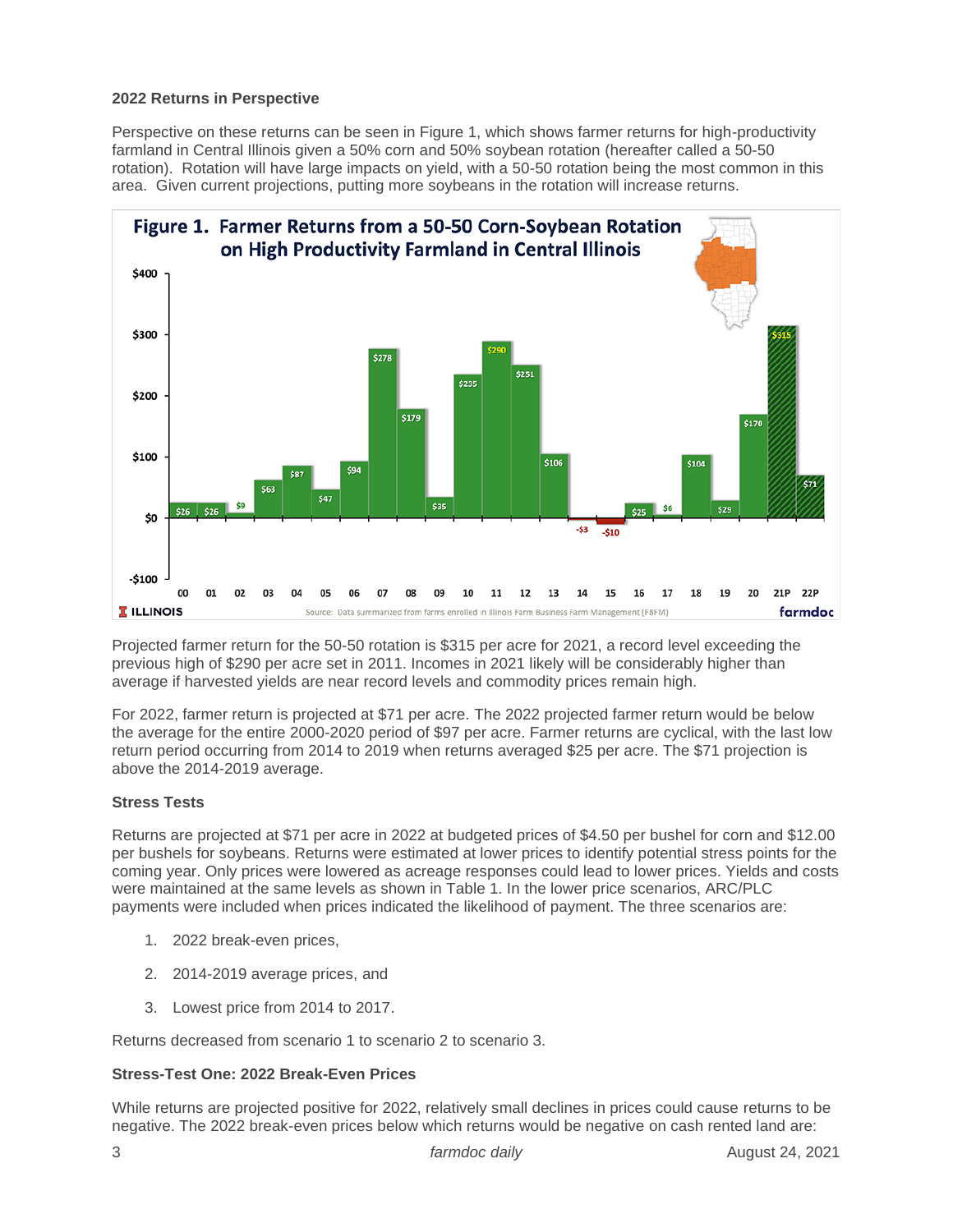**2022 Returns in Perspective**

Perspective on these returns can be seen in Figure 1, which shows farmer returns for high-productivity farmland in Central Illinois given a 50% corn and 50% soybean rotation (hereafter called a 50-50 rotation). Rotation will have large impacts on yield, with a 50-50 rotation being the most common in this area. Given current projections, putting more soybeans in the rotation will increase returns.

Figure 1. Farmer Returns from a 50-50 Corn-Soybean Rotation on High Productivity Farmland in Central Illinois

Source: Data summarized from farms enrolled in Illinois Farm Business Farm Management (FBFM)

Projected farmer return for the 50-50 rotation is $315 per acre for 2021, a record level exceeding the previous high of $290 per acre set in 2011. Incomes in 2021 likely will be considerably higher than average if harvested yields are near record levels and commodity prices remain high.

For 2022, farmer return is projected at $71 per acre. The 2022 projected farmer return would be below the average for the entire 2000-2020 period of $97 per acre. Farmer returns are cyclical, with the last low return period occurring from 2014 to 2019 when returns averaged $25 per acre. The $71 projection is above the 2014-2019 average.

**Stress Tests**

Returns are projected at $71 per acre in 2022 at budgeted prices of $4.50 per bushel for corn and $12.00 per bushels for soybeans. Returns were estimated at lower prices to identify potential stress points for the coming year. Only prices were lowered as acreage responses could lead to lower prices. Yields and costs were maintained at the same levels as shown in Table 1. In the lower price scenarios, ARC/PLC payments were included when prices indicated the likelihood of payment. The three scenarios are:

1. 2022 break-even prices,
2. 2014-2019 average prices, and
3. Lowest price from 2014 to 2017.

Returns decreased from scenario 1 to scenario 2 to scenario 3.

**Stress-Test One: 2022 Break-Even Prices**

While returns are projected positive for 2022, relatively small declines in prices could cause returns to be negative. The 2022 break-even prices below which returns would be negative on cash rented land are: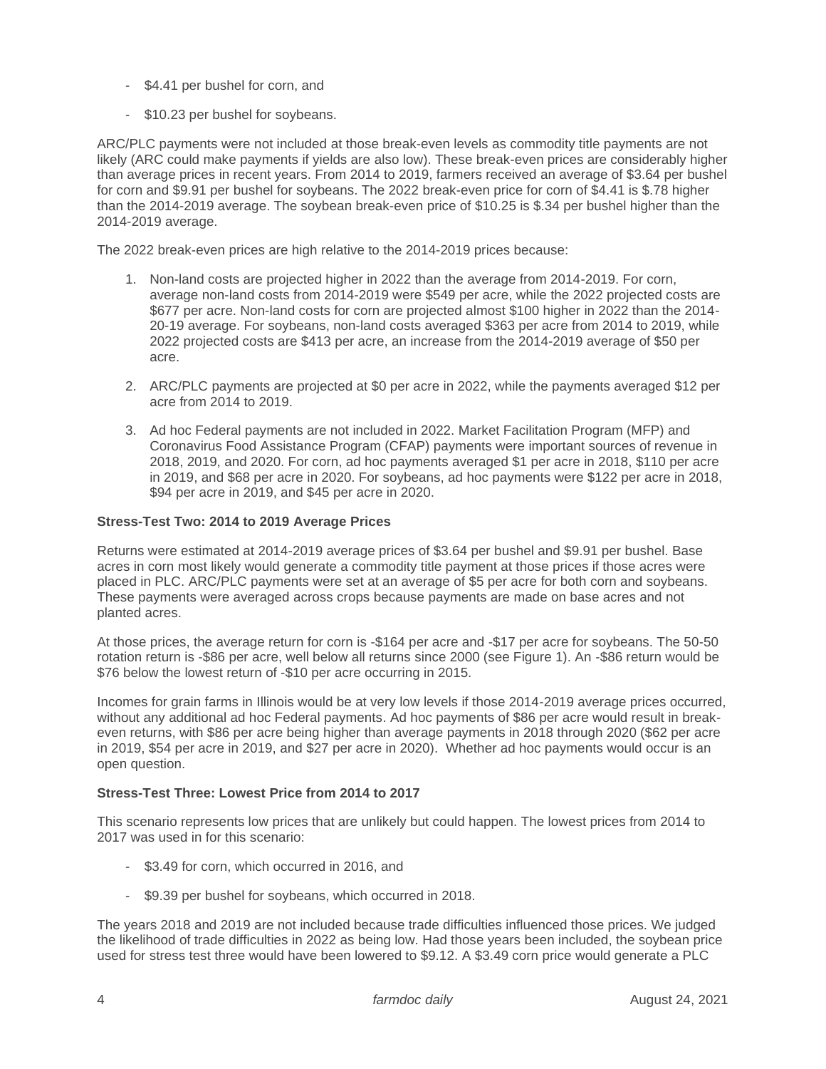- $4.41 per bushel for corn, and
- $10.23 per bushel for soybeans.

ARC/PLC payments were not included at those break-even levels as commodity title payments are not likely (ARC could make payments if yields are also low). These break-even prices are considerably higher than average prices in recent years. From 2014 to 2019, farmers received an average of $3.64 per bushel for corn and $9.91 per bushel for soybeans. The 2022 break-even price for corn of $4.41 is $.78 higher than the 2014-2019 average. The soybean break-even price of $10.25 is $.34 per bushel higher than the 2014-2019 average.

The 2022 break-even prices are high relative to the 2014-2019 prices because:

1. Non-land costs are projected higher in 2022 than the average from 2014-2019. For corn, average non-land costs from 2014-2019 were $549 per acre, while the 2022 projected costs are $677 per acre. Non-land costs for corn are projected almost $100 higher in 2022 than the 2014-20-19 average. For soybeans, non-land costs averaged $363 per acre from 2014 to 2019, while 2022 projected costs are $413 per acre, an increase from the 2014-2019 average of $50 per acre.
2. ARC/PLC payments are projected at $0 per acre in 2022, while the payments averaged $12 per acre from 2014 to 2019.
3. Ad hoc Federal payments are not included in 2022. Market Facilitation Program (MFP) and Coronavirus Food Assistance Program (CFAP) payments were important sources of revenue in 2018, 2019, and 2020. For corn, ad hoc payments averaged $1 per acre in 2018, $110 per acre in 2019, and $68 per acre in 2020. For soybeans, ad hoc payments were $122 per acre in 2018, $94 per acre in 2019, and $45 per acre in 2020.

**Stress-Test Two: 2014 to 2019 Average Prices**

Returns were estimated at 2014-2019 average prices of $3.64 per bushel and $9.91 per bushel. Base acres in corn most likely would generate a commodity title payment at those prices if those acres were placed in PLC. ARC/PLC payments were set at an average of $5 per acre for both corn and soybeans. These payments were averaged across crops because payments are made on base acres and not planted acres.

At those prices, the average return for corn is -$164 per acre and -$17 per acre for soybeans. The 50-50 rotation return is -$86 per acre, well below all returns since 2000 (see Figure 1). An -$86 return would be $76 below the lowest return of -$10 per acre occurring in 2015.

Incomes for grain farms in Illinois would be at very low levels if those 2014-2019 average prices occurred, without any additional ad hoc Federal payments. Ad hoc payments of $86 per acre would result in break-even returns, with $86 per acre being higher than average payments in 2018 through 2020 ($62 per acre in 2019, $54 per acre in 2019, and $27 per acre in 2020). Whether ad hoc payments would occur is an open question.

**Stress-Test Three: Lowest Price from 2014 to 2017**

This scenario represents low prices that are unlikely but could happen. The lowest prices from 2014 to 2017 was used in for this scenario:

- $3.49 for corn, which occurred in 2016, and
- $9.39 per bushel for soybeans, which occurred in 2018.

The years 2018 and 2019 are not included because trade difficulties influenced those prices. We judged the likelihood of trade difficulties in 2022 as being low. Had those years been included, the soybean price used for stress test three would have been lowered to $9.12. A $3.49 corn price would generate a PLC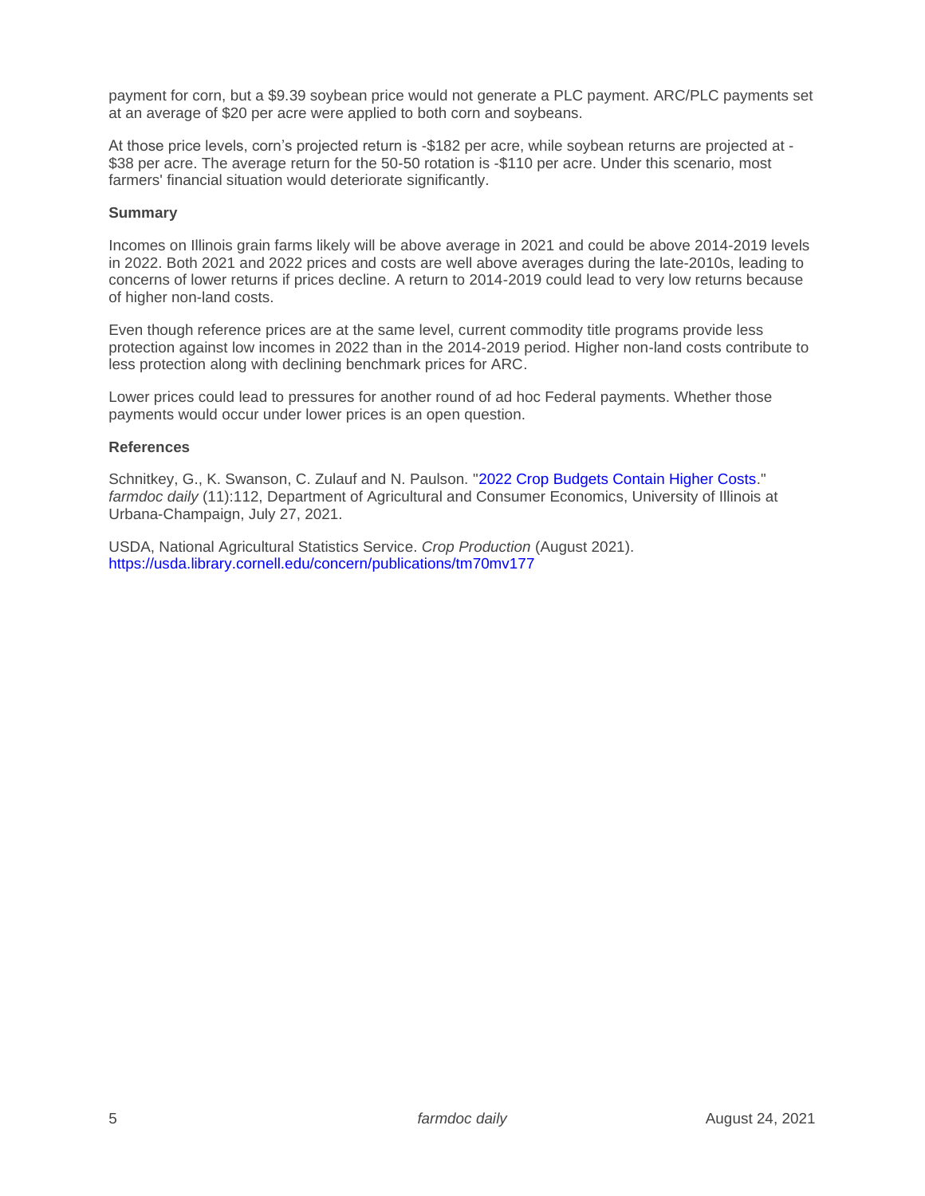payment for corn, but a $9.39 soybean price would not generate a PLC payment. ARC/PLC payments set at an average of $20 per acre were applied to both corn and soybeans.

At those price levels, corn's projected return is -$182 per acre, while soybean returns are projected at -$38 per acre. The average return for the 50-50 rotation is -$110 per acre. Under this scenario, most farmers' financial situation would deteriorate significantly.

**Summary**

Incomes on Illinois grain farms likely will be above average in 2021 and could be above 2014-2019 levels in 2022. Both 2021 and 2022 prices and costs are well above averages during the late-2010s, leading to concerns of lower returns if prices decline. A return to 2014-2019 could lead to very low returns because of higher non-land costs.

Even though reference prices are at the same level, current commodity title programs provide less protection against low incomes in 2022 than in the 2014-2019 period. Higher non-land costs contribute to less protection along with declining benchmark prices for ARC.

Lower prices could lead to pressures for another round of ad hoc Federal payments. Whether those payments would occur under lower prices is an open question.

**References**

Schnitkey, G., K. Swanson, C. Zulauf and N. Paulson. "2022 Crop Budgets Contain Higher Costs." *farmdoc daily* (11):112, Department of Agricultural and Consumer Economics, University of Illinois at Urbana-Champaign, July 27, 2021.

USDA, National Agricultural Statistics Service. *Crop Production* (August 2021). https://usda.library.cornell.edu/concern/publications/tm70mv177